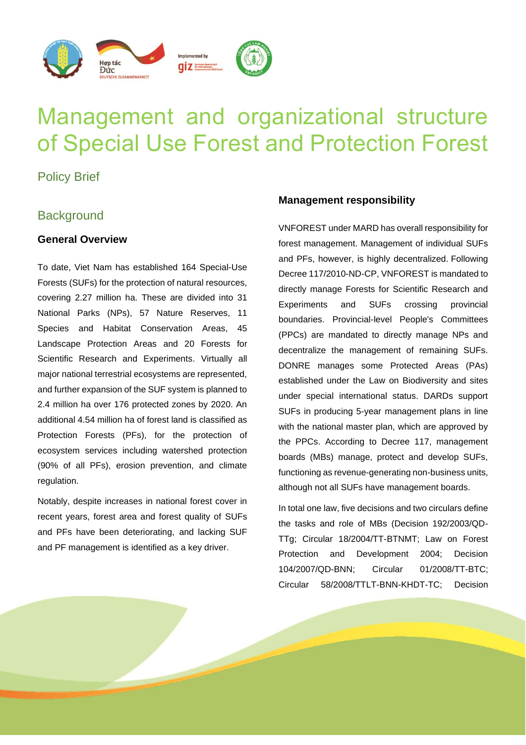# Management and organizational structure of Special Use Forest and Protection Forest

Policy Brief

## Background

### General Overview

To date, Viet Nam has established 164 Special-Use Forests (SUFs) for the protection of natural resources, covering 2.27 million ha. These are divided into 31 National Parks (NPs), 57 Nature Reserves, 11 Species and Habitat Conservation Areas, 45 Landscape Protection Areas and 20 Forests for Scientific Research and Experiments. Virtually all major national terrestrial ecosystems are represented, and further expansion of the SUF system is planned to 2.4 million ha over 176 protected zones by 2020. An additional 4.54 million ha of forest land is classified as Protection Forests (PFs), for the protection of ecosystem services including watershed protection (90% of all PFs), erosion prevention, and climate regulation.

Notably, despite increases in national forest cover in recent years, forest area and forest quality of SUFs and PFs have been deteriorating, and lacking SUF and PF management is identified as a key driver.

### Management responsibility

VNFOREST under MARD has overall responsibility for forest management. Management of individual SUFs and PFs, however, is highly decentralized. Following Decree 117/2010-ND-CP, VNFOREST is mandated to directly manage Forests for Scientific Research and Experiments and SUFs crossing provincial boundaries. Provincial-level People's Committees (PPCs) are mandated to directly manage NPs and decentralize the management of remaining SUFs. DONRE manages some Protected Areas (PAs) established under the Law on Biodiversity and sites under special international status. DARDs support SUFs in producing 5-year management plans in line with the national master plan, which are approved by the PPCs. According to Decree 117, management boards (MBs) manage, protect and develop SUFs, functioning as revenue-generating non-business units, although not all SUFs have management boards.

In total one law, five decisions and two circulars define the tasks and role of MBs (Decision 192/2003/QD-TTg; Circular 18/2004/TT-BTNMT; Law on Forest Protection and Development 2004; Decision 104/2007/QD-BNN; Circular 01/2008/TT-BTC; Circular 58/2008/TTLT-BNN-KHDT-TC; Decision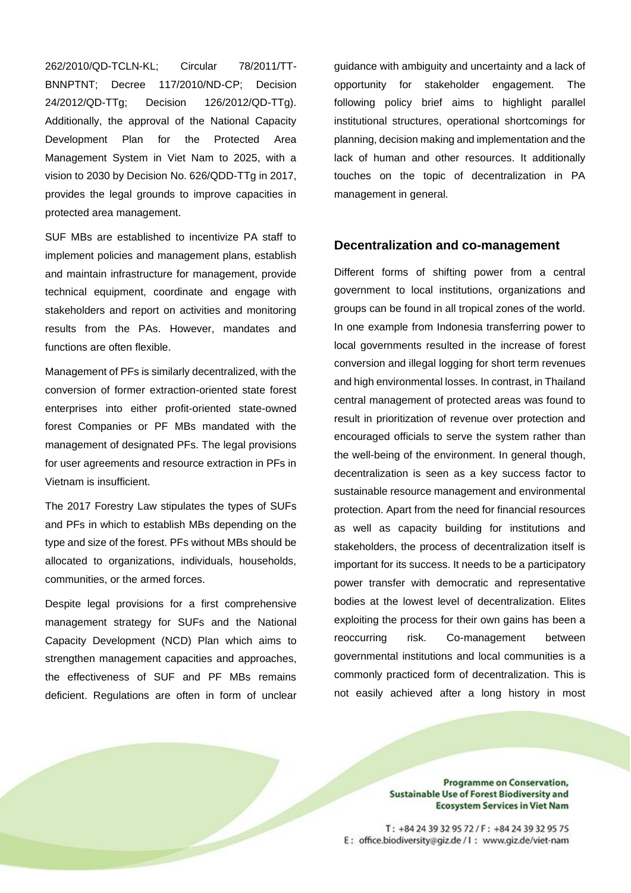262/2010/QD-TCLN-KL; Circular 78/2011/TT-BNNPTNT; Decree 117/2010/ND-CP; Decision 24/2012/QD-TTg; Decision 126/2012/QD-TTg). Additionally, the approval of the National Capacity Development Plan for the Protected Area Management System in Viet Nam to 2025, with a vision to 2030 by Decision No. 626/QDD-TTg in 2017, provides the legal grounds to improve capacities in protected area management.

SUF MBs are established to incentivize PA staff to implement policies and management plans, establish and maintain infrastructure for management, provide technical equipment, coordinate and engage with stakeholders and report on activities and monitoring results from the PAs. However, mandates and functions are often flexible.

Management of PFs is similarly decentralized, with the conversion of former extraction-oriented state forest enterprises into either profit-oriented state-owned forest Companies or PF MBs mandated with the management of designated PFs. The legal provisions for user agreements and resource extraction in PFs in Vietnam is insufficient.

The 2017 Forestry Law stipulates the types of SUFs and PFs in which to establish MBs depending on the type and size of the forest. PFs without MBs should be allocated to organizations, individuals, households, communities, or the armed forces.

Despite legal provisions for a first comprehensive management strategy for SUFs and the National Capacity Development (NCD) Plan which aims to strengthen management capacities and approaches, the effectiveness of SUF and PF MBs remains deficient. Regulations are often in form of unclear guidance with ambiguity and uncertainty and a lack of opportunity for stakeholder engagement. The following policy brief aims to highlight parallel institutional structures, operational shortcomings for planning, decision making and implementation and the lack of human and other resources. It additionally touches on the topic of decentralization in PA management in general.

## Decentralization and co-management

Different forms of shifting power from a central government to local institutions, organizations and groups can be found in all tropical zones of the world. In one example from Indonesia transferring power to local governments resulted in the increase of forest conversion and illegal logging for short term revenues and high environmental losses. In contrast, in Thailand central management of protected areas was found to result in prioritization of revenue over protection and encouraged officials to serve the system rather than the well-being of the environment. In general though, decentralization is seen as a key success factor to sustainable resource management and environmental protection. Apart from the need for financial resources as well as capacity building for institutions and stakeholders, the process of decentralization itself is important for its success. It needs to be a participatory power transfer with democratic and representative bodies at the lowest level of decentralization. Elites exploiting the process for their own gains has been a reoccurring risk. Co-management between governmental institutions and local communities is a commonly practiced form of decentralization. This is not easily achieved after a long history in most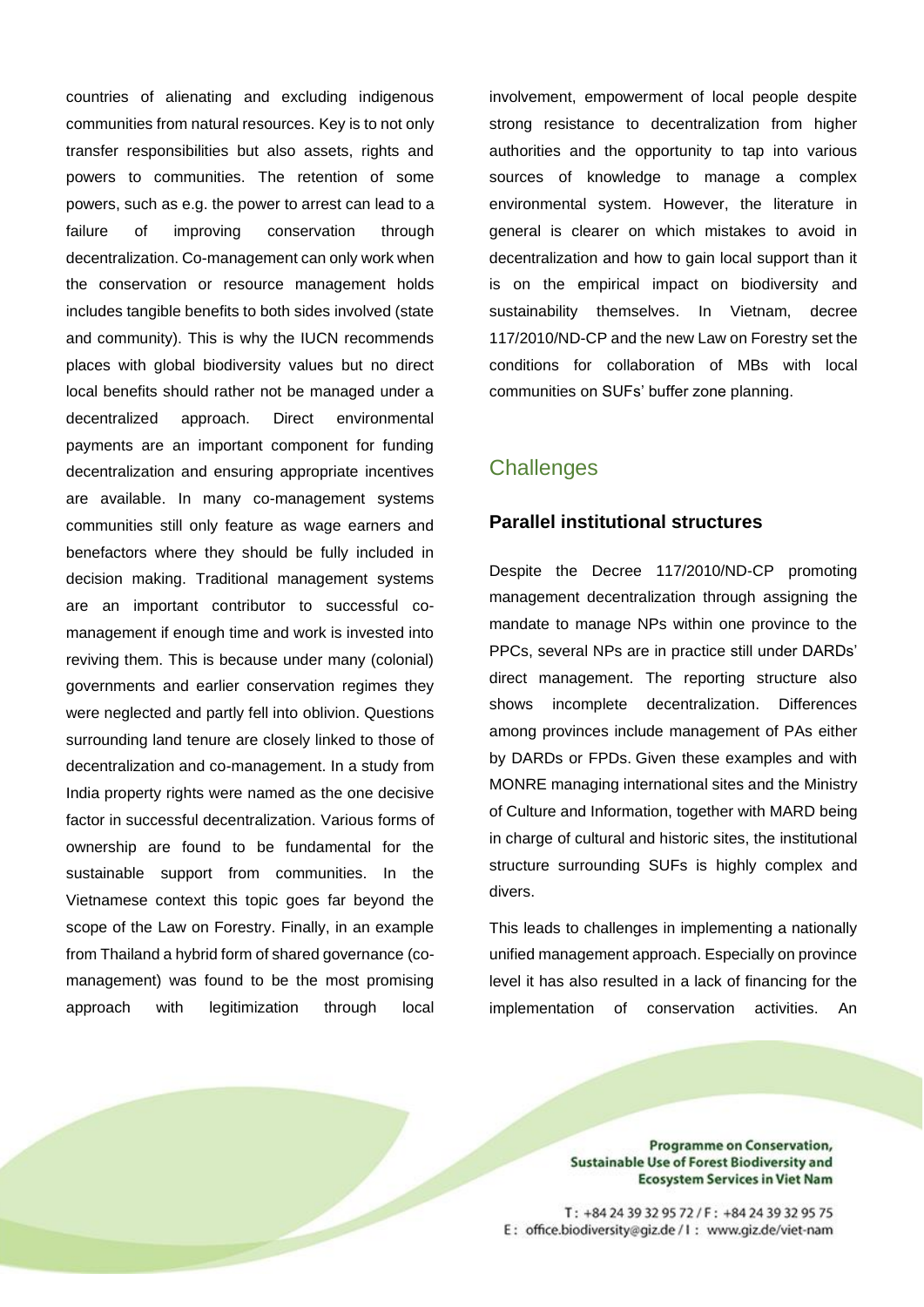countries of alienating and excluding indigenous communities from natural resources. Key is to not only transfer responsibilities but also assets, rights and powers to communities. The retention of some powers, such as e.g. the power to arrest can lead to a failure of improving conservation through decentralization. Co-management can only work when the conservation or resource management holds includes tangible benefits to both sides involved (state and community). This is why the IUCN recommends places with global biodiversity values but no direct local benefits should rather not be managed under a decentralized approach. Direct environmental payments are an important component for funding decentralization and ensuring appropriate incentives are available. In many co-management systems communities still only feature as wage earners and benefactors where they should be fully included in decision making. Traditional management systems are an important contributor to successful co-management if enough time and work is invested into reviving them. This is because under many (colonial) governments and earlier conservation regimes they were neglected and partly fell into oblivion. Questions surrounding land tenure are closely linked to those of decentralization and co-management. In a study from India property rights were named as the one decisive factor in successful decentralization. Various forms of ownership are found to be fundamental for the sustainable support from communities. In the Vietnamese context this topic goes far beyond the scope of the Law on Forestry. Finally, in an example from Thailand a hybrid form of shared governance (co-management) was found to be the most promising approach with legitimization through local involvement, empowerment of local people despite strong resistance to decentralization from higher authorities and the opportunity to tap into various sources of knowledge to manage a complex environmental system. However, the literature in general is clearer on which mistakes to avoid in decentralization and how to gain local support than it is on the empirical impact on biodiversity and sustainability themselves. In Vietnam, decree 117/2010/ND-CP and the new Law on Forestry set the conditions for collaboration of MBs with local communities on SUFs' buffer zone planning.

## Challenges

### Parallel institutional structures

Despite the Decree 117/2010/ND-CP promoting management decentralization through assigning the mandate to manage NPs within one province to the PPCs, several NPs are in practice still under DARDs' direct management. The reporting structure also shows incomplete decentralization. Differences among provinces include management of PAs either by DARDs or FPDs. Given these examples and with MONRE managing international sites and the Ministry of Culture and Information, together with MARD being in charge of cultural and historic sites, the institutional structure surrounding SUFs is highly complex and divers.

This leads to challenges in implementing a nationally unified management approach. Especially on province level it has also resulted in a lack of financing for the implementation of conservation activities. An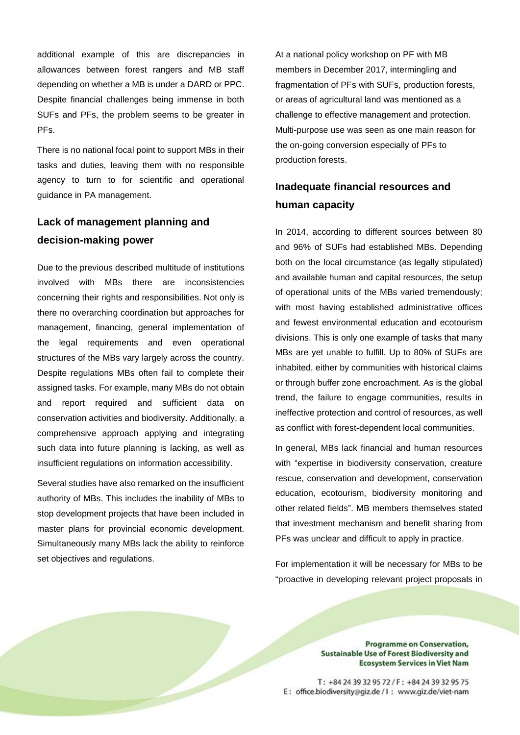additional example of this are discrepancies in allowances between forest rangers and MB staff depending on whether a MB is under a DARD or PPC. Despite financial challenges being immense in both SUFs and PFs, the problem seems to be greater in PFs.

There is no national focal point to support MBs in their tasks and duties, leaving them with no responsible agency to turn to for scientific and operational guidance in PA management.

## Lack of management planning and decision-making power

Due to the previous described multitude of institutions involved with MBs there are inconsistencies concerning their rights and responsibilities. Not only is there no overarching coordination but approaches for management, financing, general implementation of the legal requirements and even operational structures of the MBs vary largely across the country. Despite regulations MBs often fail to complete their assigned tasks. For example, many MBs do not obtain and report required and sufficient data on conservation activities and biodiversity. Additionally, a comprehensive approach applying and integrating such data into future planning is lacking, as well as insufficient regulations on information accessibility.

Several studies have also remarked on the insufficient authority of MBs. This includes the inability of MBs to stop development projects that have been included in master plans for provincial economic development. Simultaneously many MBs lack the ability to reinforce set objectives and regulations.

At a national policy workshop on PF with MB members in December 2017, intermingling and fragmentation of PFs with SUFs, production forests, or areas of agricultural land was mentioned as a challenge to effective management and protection. Multi-purpose use was seen as one main reason for the on-going conversion especially of PFs to production forests.

## Inadequate financial resources and human capacity

In 2014, according to different sources between 80 and 96% of SUFs had established MBs. Depending both on the local circumstance (as legally stipulated) and available human and capital resources, the setup of operational units of the MBs varied tremendously; with most having established administrative offices and fewest environmental education and ecotourism divisions. This is only one example of tasks that many MBs are yet unable to fulfill. Up to 80% of SUFs are inhabited, either by communities with historical claims or through buffer zone encroachment. As is the global trend, the failure to engage communities, results in ineffective protection and control of resources, as well as conflict with forest-dependent local communities.

In general, MBs lack financial and human resources with "expertise in biodiversity conservation, creature rescue, conservation and development, conservation education, ecotourism, biodiversity monitoring and other related fields". MB members themselves stated that investment mechanism and benefit sharing from PFs was unclear and difficult to apply in practice.

For implementation it will be necessary for MBs to be "proactive in developing relevant project proposals in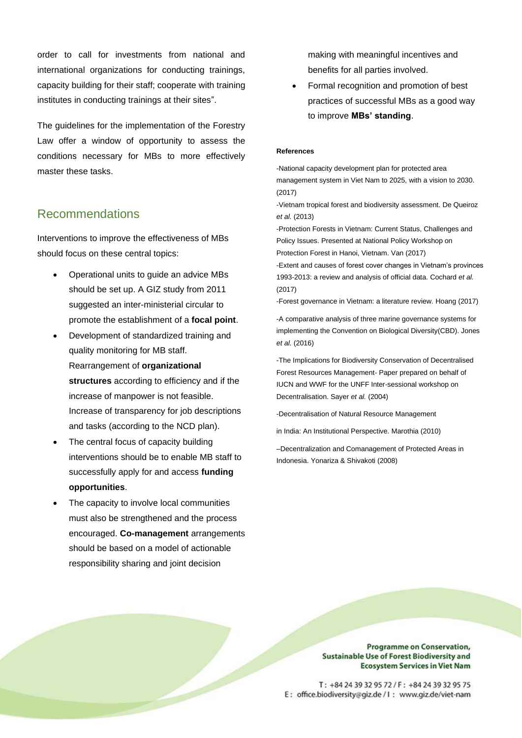order to call for investments from national and international organizations for conducting trainings, capacity building for their staff; cooperate with training institutes in conducting trainings at their sites".

The guidelines for the implementation of the Forestry Law offer a window of opportunity to assess the conditions necessary for MBs to more effectively master these tasks.

## Recommendations

Interventions to improve the effectiveness of MBs should focus on these central topics:

- Operational units to guide an advice MBs should be set up. A GIZ study from 2011 suggested an inter-ministerial circular to promote the establishment of a **focal point**.
- Development of standardized training and quality monitoring for MB staff. Rearrangement of **organizational structures** according to efficiency and if the increase of manpower is not feasible. Increase of transparency for job descriptions and tasks (according to the NCD plan).
- The central focus of capacity building interventions should be to enable MB staff to successfully apply for and access **funding opportunities**.
- The capacity to involve local communities must also be strengthened and the process encouraged. **Co-management** arrangements should be based on a model of actionable responsibility sharing and joint decision making with meaningful incentives and benefits for all parties involved.
- Formal recognition and promotion of best practices of successful MBs as a good way to improve **MBs' standing**.

**References**

-National capacity development plan for protected area management system in Viet Nam to 2025, with a vision to 2030. (2017)

-Vietnam tropical forest and biodiversity assessment. De Queiroz *et al.* (2013)

-Protection Forests in Vietnam: Current Status, Challenges and Policy Issues. Presented at National Policy Workshop on Protection Forest in Hanoi, Vietnam. Van (2017)

-Extent and causes of forest cover changes in Vietnam's provinces 1993-2013: a review and analysis of official data. Cochard *et al.* (2017)

-Forest governance in Vietnam: a literature review. Hoang (2017)

-A comparative analysis of three marine governance systems for implementing the Convention on Biological Diversity(CBD). Jones *et al.* (2016)

-The Implications for Biodiversity Conservation of Decentralised Forest Resources Management- Paper prepared on behalf of IUCN and WWF for the UNFF Inter-sessional workshop on Decentralisation. Sayer *et al.* (2004)

-Decentralisation of Natural Resource Management

in India: An Institutional Perspective. Marothia (2010)

–Decentralization and Comanagement of Protected Areas in Indonesia. Yonariza & Shivakoti (2008)

**Programme on Conservation, Sustainable Use of Forest Biodiversity and Ecosystem Services in Viet Nam**

T: +84 24 39 32 95 72 / F: +84 24 39 32 95 75
E: office.biodiversity@giz.de / I: www.giz.de/viet-nam